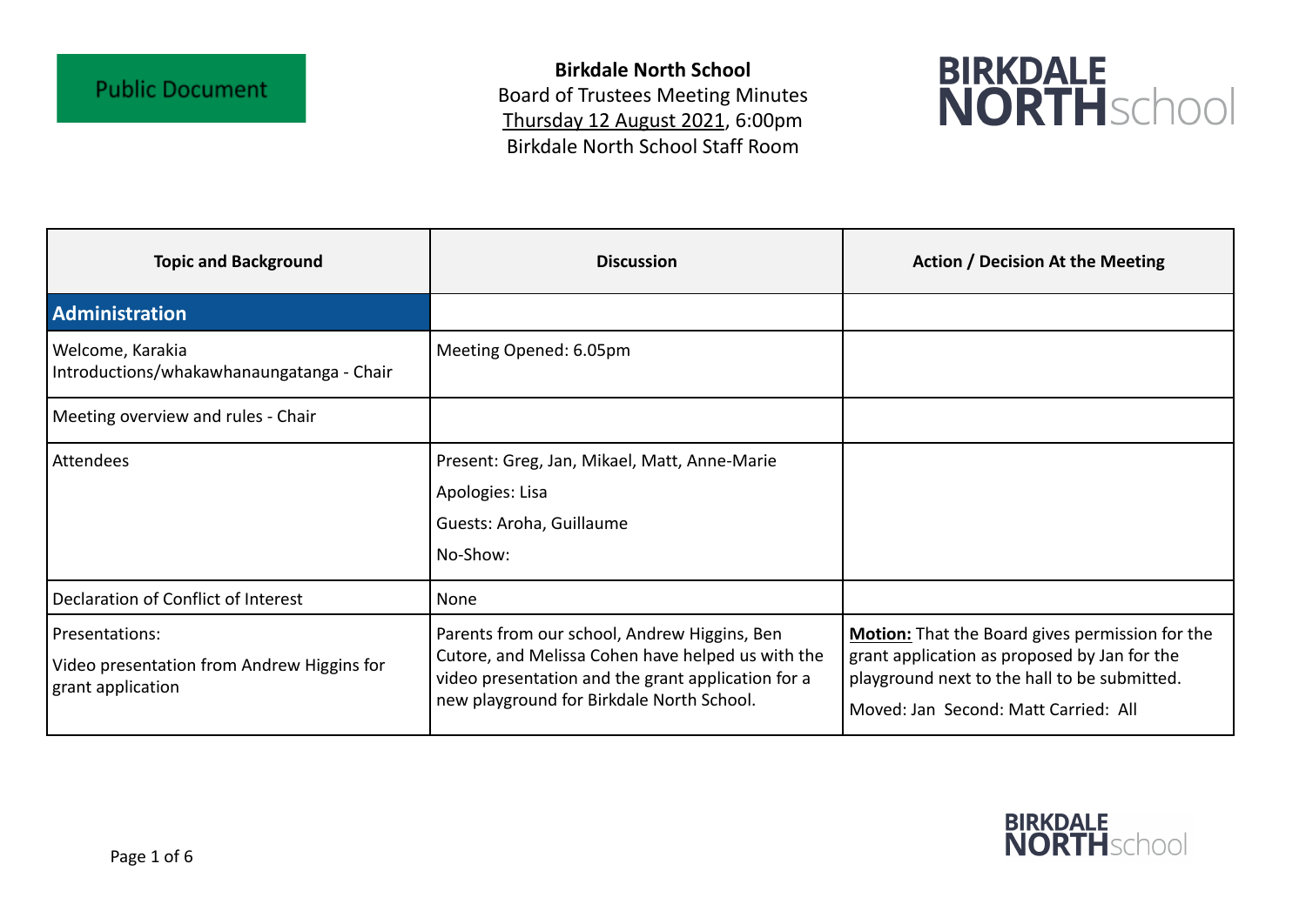Public Document

**Birkdale North School**
Board of Trustees Meeting Minutes
Thursday 12 August 2021, 6:00pm
Birkdale North School Staff Room

BIRKDALE NORTHschool

| Topic and Background | Discussion | Action / Decision At the Meeting |
|---|---|---|
| **Administration** | | |
| Welcome, Karakia<br>Introductions/whakawhanaungatanga - Chair | Meeting Opened: 6.05pm | |
| Meeting overview and rules - Chair | | |
| Attendees | Present: Greg, Jan, Mikael, Matt, Anne-Marie<br>Apologies: Lisa<br>Guests: Aroha, Guillaume<br>No-Show: | |
| Declaration of Conflict of Interest | None | |
| Presentations:<br>Video presentation from Andrew Higgins for grant application | Parents from our school, Andrew Higgins, Ben Cutore, and Melissa Cohen have helped us with the video presentation and the grant application for a new playground for Birkdale North School. | **Motion:** That the Board gives permission for the grant application as proposed by Jan for the playground next to the hall to be submitted.<br>Moved: Jan Second: Matt Carried: All |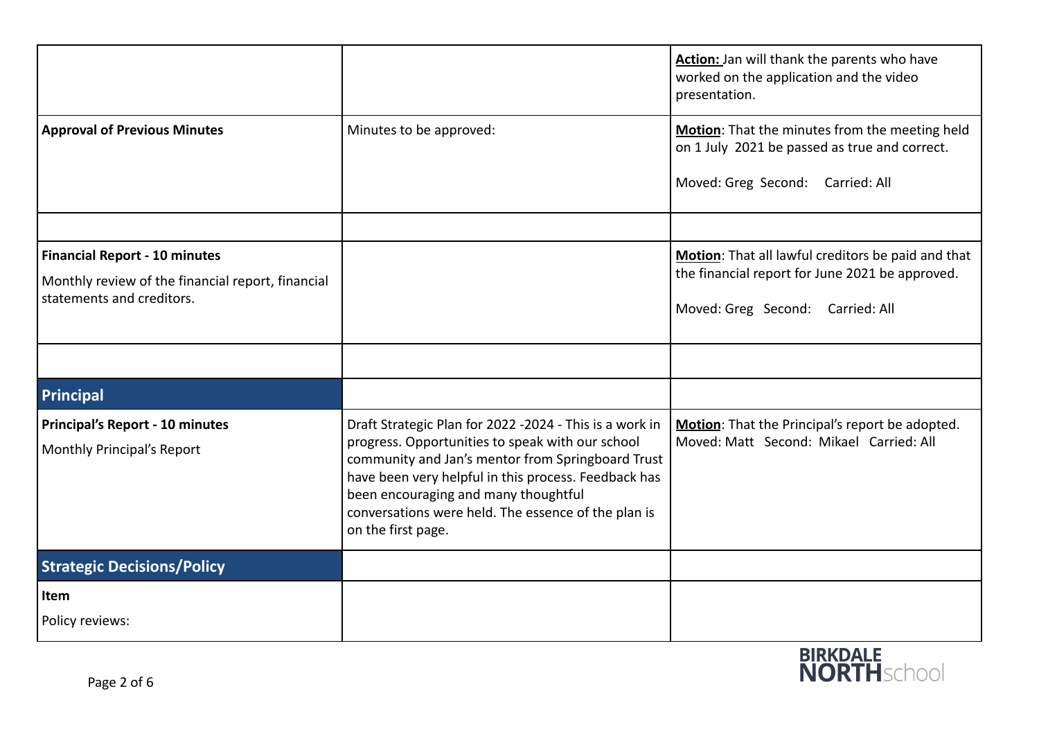| | | |
|---|---|---|
| | | **Action:** Jan will thank the parents who have worked on the application and the video presentation. |
| **Approval of Previous Minutes** | Minutes to be approved: | **Motion**: That the minutes from the meeting held on 1 July 2021 be passed as true and correct.<br><br>Moved: Greg Second: Carried: All |
| | | |
| **Financial Report - 10 minutes**<br><br>Monthly review of the financial report, financial statements and creditors. | | **Motion**: That all lawful creditors be paid and that the financial report for June 2021 be approved.<br><br>Moved: Greg Second: Carried: All |
| | | |
| **Principal** | | |
| **Principal's Report - 10 minutes**<br><br>Monthly Principal's Report | Draft Strategic Plan for 2022 -2024 - This is a work in progress. Opportunities to speak with our school community and Jan's mentor from Springboard Trust have been very helpful in this process. Feedback has been encouraging and many thoughtful conversations were held. The essence of the plan is on the first page. | **Motion**: That the Principal's report be adopted. Moved: Matt Second: Mikael Carried: All |
| **Strategic Decisions/Policy** | | |
| **Item**<br><br>Policy reviews: | | |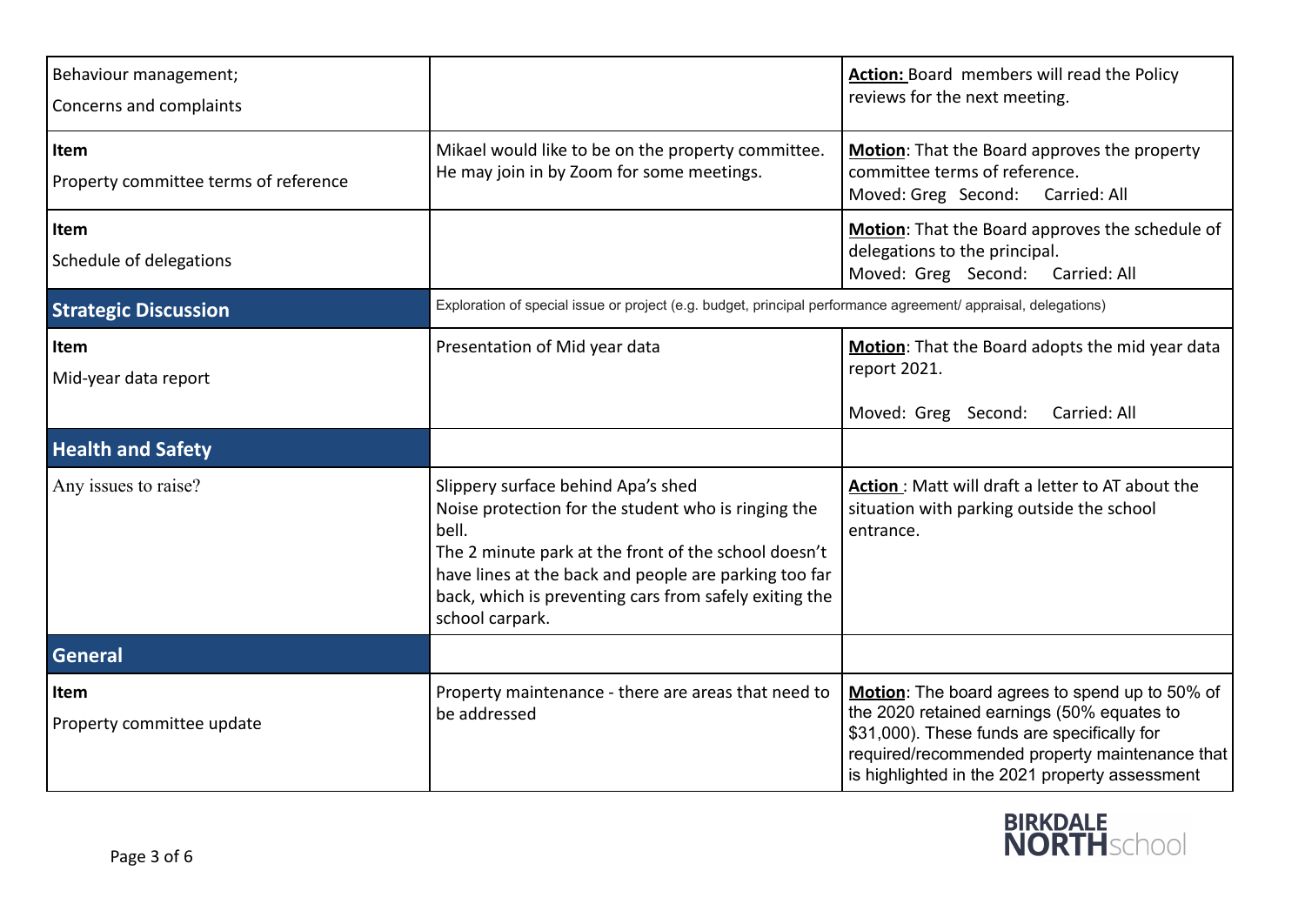| | | |
|---|---|---|
| Behaviour management;<br>Concerns and complaints | | **Action:** Board members will read the Policy reviews for the next meeting. |
| **Item**<br>Property committee terms of reference | Mikael would like to be on the property committee. He may join in by Zoom for some meetings. | **Motion**: That the Board approves the property committee terms of reference.<br>Moved: Greg Second: Carried: All |
| **Item**<br>Schedule of delegations | | **Motion**: That the Board approves the schedule of delegations to the principal.<br>Moved: Greg Second: Carried: All |
| **Strategic Discussion** | Exploration of special issue or project (e.g. budget, principal performance agreement/ appraisal, delegations) | |
| **Item**<br>Mid-year data report | Presentation of Mid year data | **Motion**: That the Board adopts the mid year data report 2021.<br>Moved: Greg Second: Carried: All |
| **Health and Safety** | | |
| Any issues to raise? | Slippery surface behind Apa's shed<br>Noise protection for the student who is ringing the bell.<br>The 2 minute park at the front of the school doesn't have lines at the back and people are parking too far back, which is preventing cars from safely exiting the school carpark. | **Action** : Matt will draft a letter to AT about the situation with parking outside the school entrance. |
| **General** | | |
| **Item**<br>Property committee update | Property maintenance - there are areas that need to be addressed | **Motion**: The board agrees to spend up to 50% of the 2020 retained earnings (50% equates to $31,000). These funds are specifically for required/recommended property maintenance that is highlighted in the 2021 property assessment |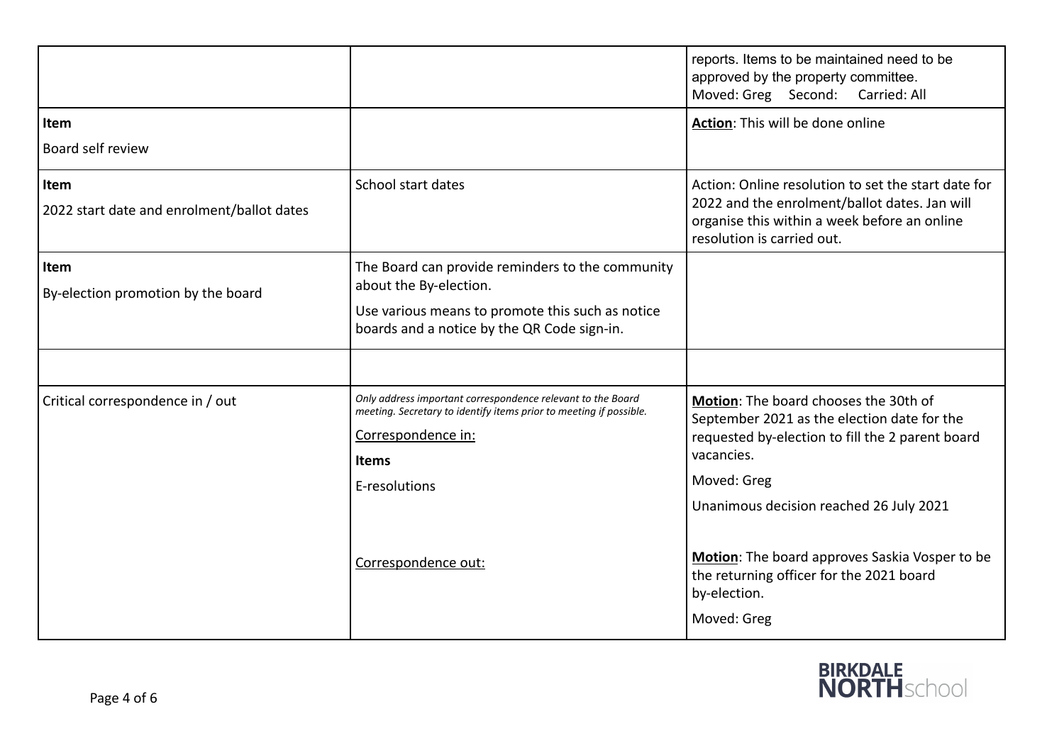| | | |
|---|---|---|
| | | reports. Items to be maintained need to be approved by the property committee.<br>Moved: Greg Second: Carried: All |
| **Item**<br>Board self review | | **Action**: This will be done online |
| **Item**<br>2022 start date and enrolment/ballot dates | School start dates | Action: Online resolution to set the start date for 2022 and the enrolment/ballot dates. Jan will organise this within a week before an online resolution is carried out. |
| **Item**<br>By-election promotion by the board | The Board can provide reminders to the community about the By-election.<br>Use various means to promote this such as notice boards and a notice by the QR Code sign-in. | |
| | | |
| Critical correspondence in / out | *Only address important correspondence relevant to the Board meeting. Secretary to identify items prior to meeting if possible.*<br>Correspondence in:<br>**Items**<br>E-resolutions<br><br>Correspondence out: | **Motion**: The board chooses the 30th of September 2021 as the election date for the requested by-election to fill the 2 parent board vacancies.<br>Moved: Greg<br>Unanimous decision reached 26 July 2021<br><br>**Motion**: The board approves Saskia Vosper to be the returning officer for the 2021 board by-election.<br>Moved: Greg |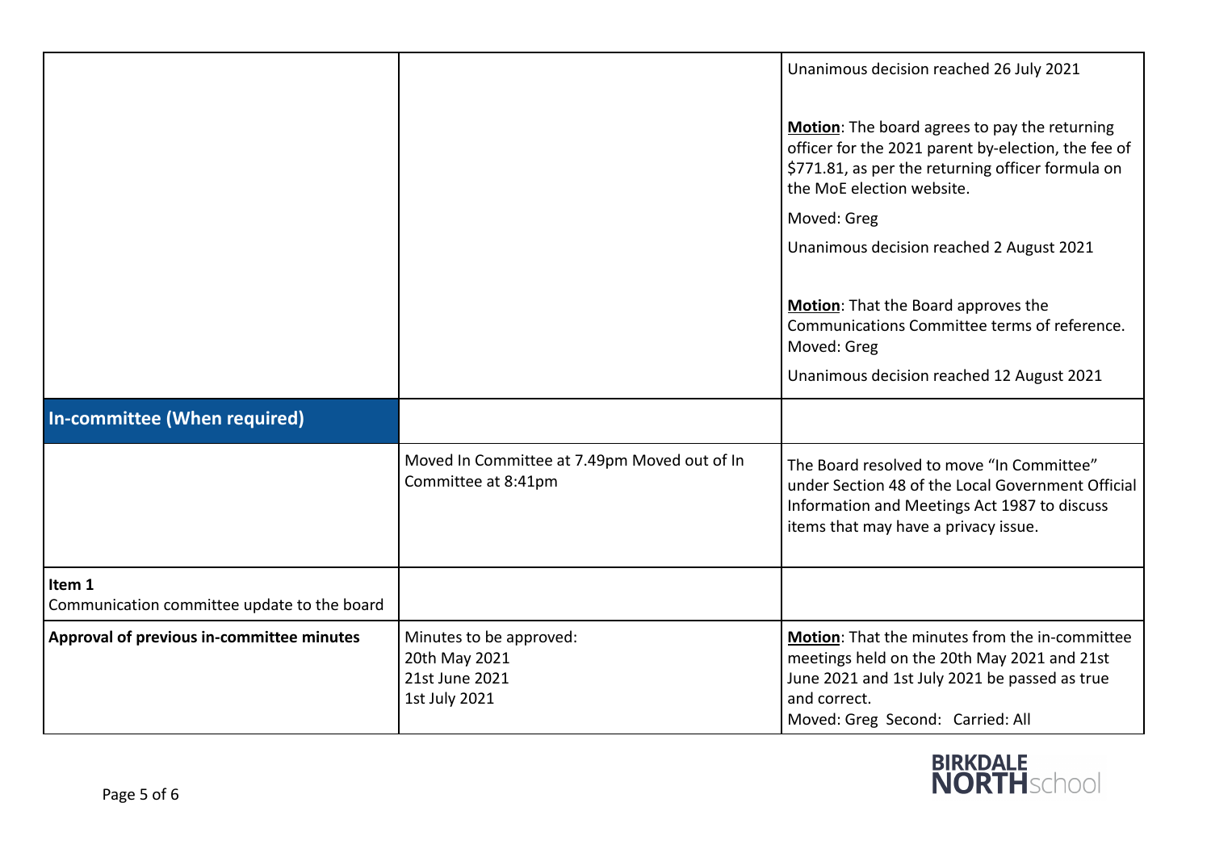| | | |
|---|---|---|
| | | Unanimous decision reached 26 July 2021<br><br>**Motion**: The board agrees to pay the returning officer for the 2021 parent by-election, the fee of $771.81, as per the returning officer formula on the MoE election website.<br>Moved: Greg<br>Unanimous decision reached 2 August 2021<br><br>**Motion**: That the Board approves the Communications Committee terms of reference.<br>Moved: Greg<br>Unanimous decision reached 12 August 2021 |
| **In-committee (When required)** | | |
| | Moved In Committee at 7.49pm Moved out of In Committee at 8:41pm | The Board resolved to move "In Committee" under Section 48 of the Local Government Official Information and Meetings Act 1987 to discuss items that may have a privacy issue. |
| **Item 1**<br>Communication committee update to the board | | |
| **Approval of previous in-committee minutes** | Minutes to be approved:<br>20th May 2021<br>21st June 2021<br>1st July 2021 | **Motion**: That the minutes from the in-committee meetings held on the 20th May 2021 and 21st June 2021 and 1st July 2021 be passed as true and correct.<br>Moved: Greg Second: Carried: All |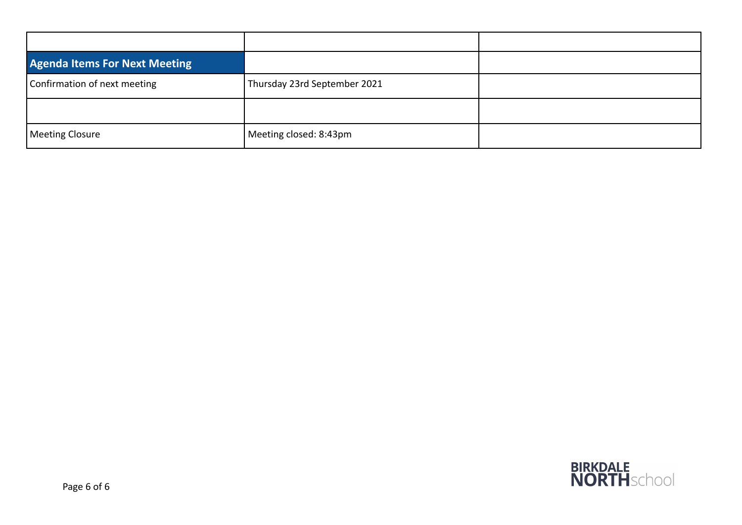| | | |
|---|---|---|
| | | |
| **Agenda Items For Next Meeting** | | |
| Confirmation of next meeting | Thursday 23rd September 2021 | |
| | | |
| Meeting Closure | Meeting closed: 8:43pm | |